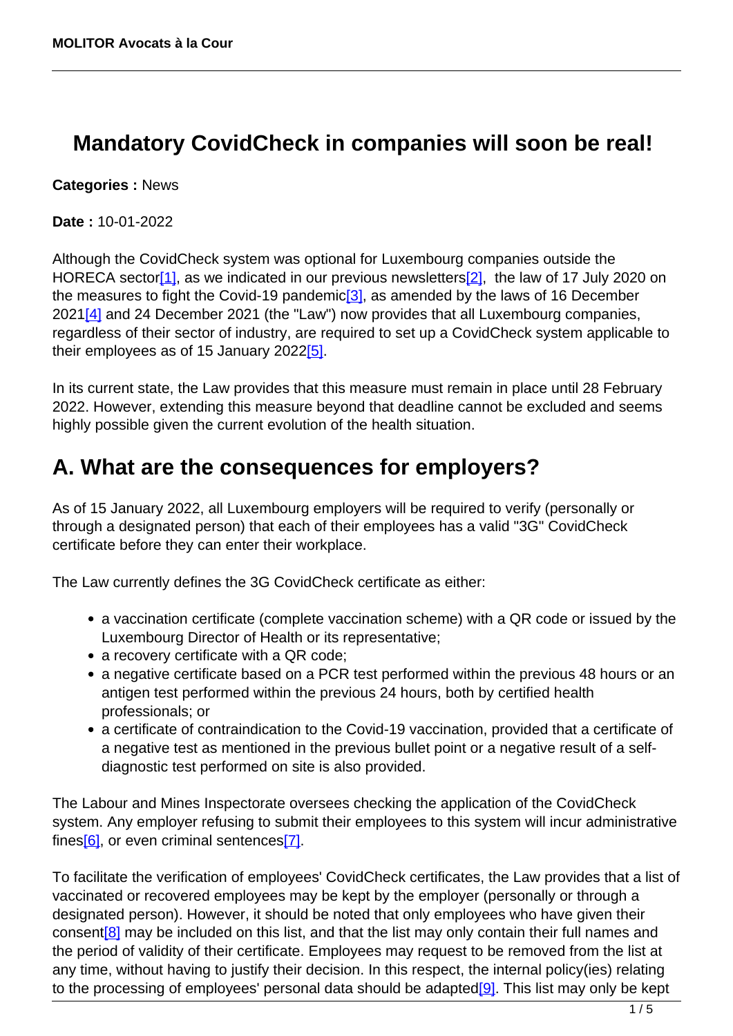# Mandatory CovidCheck in companies will soon be real!

**Categories :** News

**Date :** 10-01-2022

Although the CovidCheck system was optional for Luxembourg companies outside the HORECA sector[1], as we indicated in our previous newsletters[2], the law of 17 July 2020 on the measures to fight the Covid-19 pandemic[3], as amended by the laws of 16 December 2021[4] and 24 December 2021 (the "Law") now provides that all Luxembourg companies, regardless of their sector of industry, are required to set up a CovidCheck system applicable to their employees as of 15 January 2022[5].

In its current state, the Law provides that this measure must remain in place until 28 February 2022. However, extending this measure beyond that deadline cannot be excluded and seems highly possible given the current evolution of the health situation.

## A. What are the consequences for employers?

As of 15 January 2022, all Luxembourg employers will be required to verify (personally or through a designated person) that each of their employees has a valid "3G" CovidCheck certificate before they can enter their workplace.

The Law currently defines the 3G CovidCheck certificate as either:

- a vaccination certificate (complete vaccination scheme) with a QR code or issued by the Luxembourg Director of Health or its representative;
- a recovery certificate with a QR code;
- a negative certificate based on a PCR test performed within the previous 48 hours or an antigen test performed within the previous 24 hours, both by certified health professionals; or
- a certificate of contraindication to the Covid-19 vaccination, provided that a certificate of a negative test as mentioned in the previous bullet point or a negative result of a self-diagnostic test performed on site is also provided.

The Labour and Mines Inspectorate oversees checking the application of the CovidCheck system. Any employer refusing to submit their employees to this system will incur administrative fines[6], or even criminal sentences[7].

To facilitate the verification of employees' CovidCheck certificates, the Law provides that a list of vaccinated or recovered employees may be kept by the employer (personally or through a designated person). However, it should be noted that only employees who have given their consent[8] may be included on this list, and that the list may only contain their full names and the period of validity of their certificate. Employees may request to be removed from the list at any time, without having to justify their decision. In this respect, the internal policy(ies) relating to the processing of employees' personal data should be adapted[9]. This list may only be kept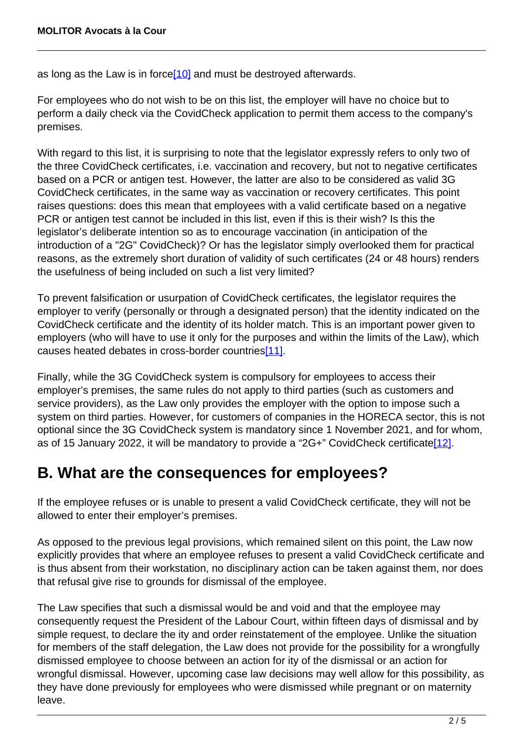as long as the Law is in force[10] and must be destroyed afterwards.

For employees who do not wish to be on this list, the employer will have no choice but to perform a daily check via the CovidCheck application to permit them access to the company's premises.

With regard to this list, it is surprising to note that the legislator expressly refers to only two of the three CovidCheck certificates, i.e. vaccination and recovery, but not to negative certificates based on a PCR or antigen test. However, the latter are also to be considered as valid 3G CovidCheck certificates, in the same way as vaccination or recovery certificates. This point raises questions: does this mean that employees with a valid certificate based on a negative PCR or antigen test cannot be included in this list, even if this is their wish? Is this the legislator's deliberate intention so as to encourage vaccination (in anticipation of the introduction of a "2G" CovidCheck)? Or has the legislator simply overlooked them for practical reasons, as the extremely short duration of validity of such certificates (24 or 48 hours) renders the usefulness of being included on such a list very limited?

To prevent falsification or usurpation of CovidCheck certificates, the legislator requires the employer to verify (personally or through a designated person) that the identity indicated on the CovidCheck certificate and the identity of its holder match. This is an important power given to employers (who will have to use it only for the purposes and within the limits of the Law), which causes heated debates in cross-border countries[11].

Finally, while the 3G CovidCheck system is compulsory for employees to access their employer's premises, the same rules do not apply to third parties (such as customers and service providers), as the Law only provides the employer with the option to impose such a system on third parties. However, for customers of companies in the HORECA sector, this is not optional since the 3G CovidCheck system is mandatory since 1 November 2021, and for whom, as of 15 January 2022, it will be mandatory to provide a "2G+" CovidCheck certificate[12].

## B. What are the consequences for employees?

If the employee refuses or is unable to present a valid CovidCheck certificate, they will not be allowed to enter their employer's premises.

As opposed to the previous legal provisions, which remained silent on this point, the Law now explicitly provides that where an employee refuses to present a valid CovidCheck certificate and is thus absent from their workstation, no disciplinary action can be taken against them, nor does that refusal give rise to grounds for dismissal of the employee.

The Law specifies that such a dismissal would be and void and that the employee may consequently request the President of the Labour Court, within fifteen days of dismissal and by simple request, to declare the ity and order reinstatement of the employee. Unlike the situation for members of the staff delegation, the Law does not provide for the possibility for a wrongfully dismissed employee to choose between an action for ity of the dismissal or an action for wrongful dismissal. However, upcoming case law decisions may well allow for this possibility, as they have done previously for employees who were dismissed while pregnant or on maternity leave.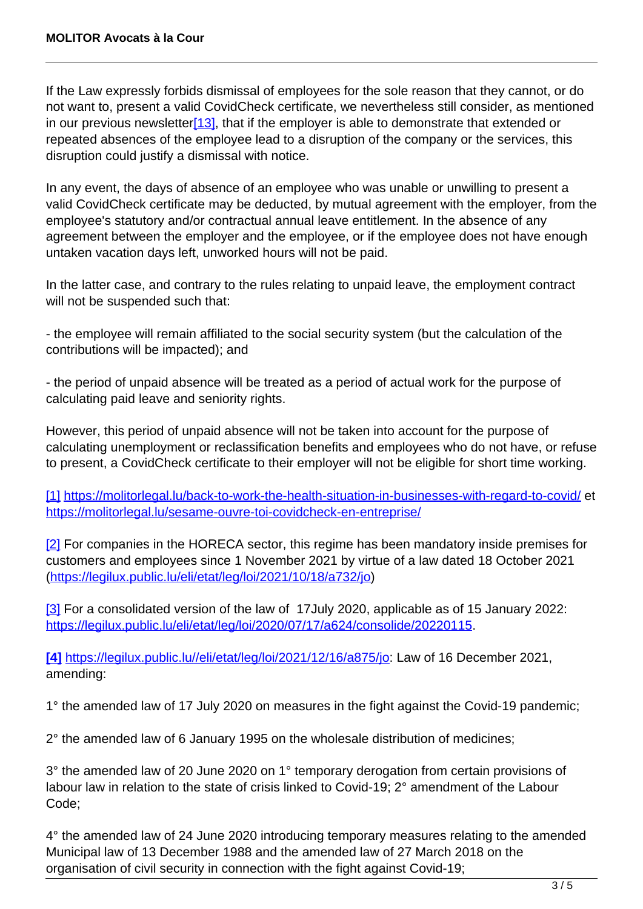If the Law expressly forbids dismissal of employees for the sole reason that they cannot, or do not want to, present a valid CovidCheck certificate, we nevertheless still consider, as mentioned in our previous newsletter[13], that if the employer is able to demonstrate that extended or repeated absences of the employee lead to a disruption of the company or the services, this disruption could justify a dismissal with notice.

In any event, the days of absence of an employee who was unable or unwilling to present a valid CovidCheck certificate may be deducted, by mutual agreement with the employer, from the employee's statutory and/or contractual annual leave entitlement. In the absence of any agreement between the employer and the employee, or if the employee does not have enough untaken vacation days left, unworked hours will not be paid.

In the latter case, and contrary to the rules relating to unpaid leave, the employment contract will not be suspended such that:

- the employee will remain affiliated to the social security system (but the calculation of the contributions will be impacted); and

- the period of unpaid absence will be treated as a period of actual work for the purpose of calculating paid leave and seniority rights.

However, this period of unpaid absence will not be taken into account for the purpose of calculating unemployment or reclassification benefits and employees who do not have, or refuse to present, a CovidCheck certificate to their employer will not be eligible for short time working.

[1] https://molitorlegal.lu/back-to-work-the-health-situation-in-businesses-with-regard-to-covid/ et https://molitorlegal.lu/sesame-ouvre-toi-covidcheck-en-entreprise/

[2] For companies in the HORECA sector, this regime has been mandatory inside premises for customers and employees since 1 November 2021 by virtue of a law dated 18 October 2021 (https://legilux.public.lu/eli/etat/leg/loi/2021/10/18/a732/jo)

[3] For a consolidated version of the law of 17July 2020, applicable as of 15 January 2022: https://legilux.public.lu/eli/etat/leg/loi/2020/07/17/a624/consolide/20220115.

**[4]** https://legilux.public.lu//eli/etat/leg/loi/2021/12/16/a875/jo: Law of 16 December 2021, amending:

1° the amended law of 17 July 2020 on measures in the fight against the Covid-19 pandemic;

2° the amended law of 6 January 1995 on the wholesale distribution of medicines;

3° the amended law of 20 June 2020 on 1° temporary derogation from certain provisions of labour law in relation to the state of crisis linked to Covid-19; 2° amendment of the Labour Code;

4° the amended law of 24 June 2020 introducing temporary measures relating to the amended Municipal law of 13 December 1988 and the amended law of 27 March 2018 on the organisation of civil security in connection with the fight against Covid-19;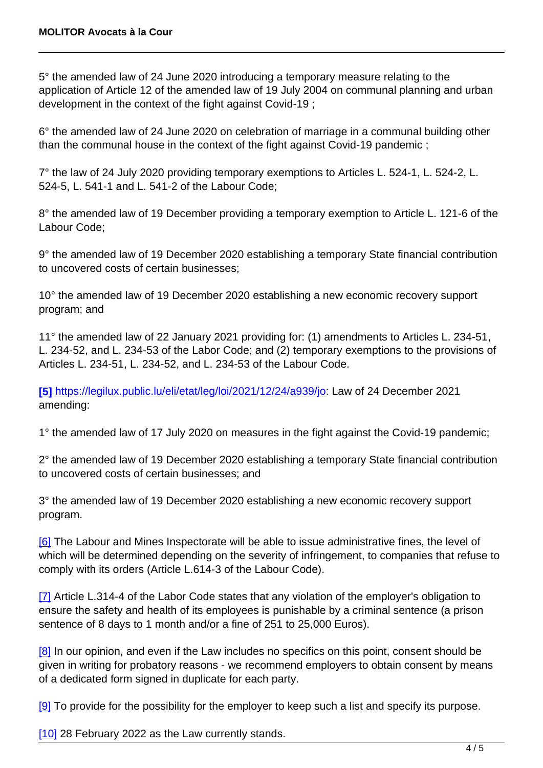5° the amended law of 24 June 2020 introducing a temporary measure relating to the application of Article 12 of the amended law of 19 July 2004 on communal planning and urban development in the context of the fight against Covid-19 ;

6° the amended law of 24 June 2020 on celebration of marriage in a communal building other than the communal house in the context of the fight against Covid-19 pandemic ;

7° the law of 24 July 2020 providing temporary exemptions to Articles L. 524-1, L. 524-2, L. 524-5, L. 541-1 and L. 541-2 of the Labour Code;

8° the amended law of 19 December providing a temporary exemption to Article L. 121-6 of the Labour Code;

9° the amended law of 19 December 2020 establishing a temporary State financial contribution to uncovered costs of certain businesses;

10° the amended law of 19 December 2020 establishing a new economic recovery support program; and

11° the amended law of 22 January 2021 providing for: (1) amendments to Articles L. 234-51, L. 234-52, and L. 234-53 of the Labor Code; and (2) temporary exemptions to the provisions of Articles L. 234-51, L. 234-52, and L. 234-53 of the Labour Code.

**[5]** https://legilux.public.lu/eli/etat/leg/loi/2021/12/24/a939/jo: Law of 24 December 2021 amending:

1° the amended law of 17 July 2020 on measures in the fight against the Covid-19 pandemic;

2° the amended law of 19 December 2020 establishing a temporary State financial contribution to uncovered costs of certain businesses; and

3° the amended law of 19 December 2020 establishing a new economic recovery support program.

[6] The Labour and Mines Inspectorate will be able to issue administrative fines, the level of which will be determined depending on the severity of infringement, to companies that refuse to comply with its orders (Article L.614-3 of the Labour Code).

[7] Article L.314-4 of the Labor Code states that any violation of the employer's obligation to ensure the safety and health of its employees is punishable by a criminal sentence (a prison sentence of 8 days to 1 month and/or a fine of 251 to 25,000 Euros).

[8] In our opinion, and even if the Law includes no specifics on this point, consent should be given in writing for probatory reasons - we recommend employers to obtain consent by means of a dedicated form signed in duplicate for each party.

[9] To provide for the possibility for the employer to keep such a list and specify its purpose.

[10] 28 February 2022 as the Law currently stands.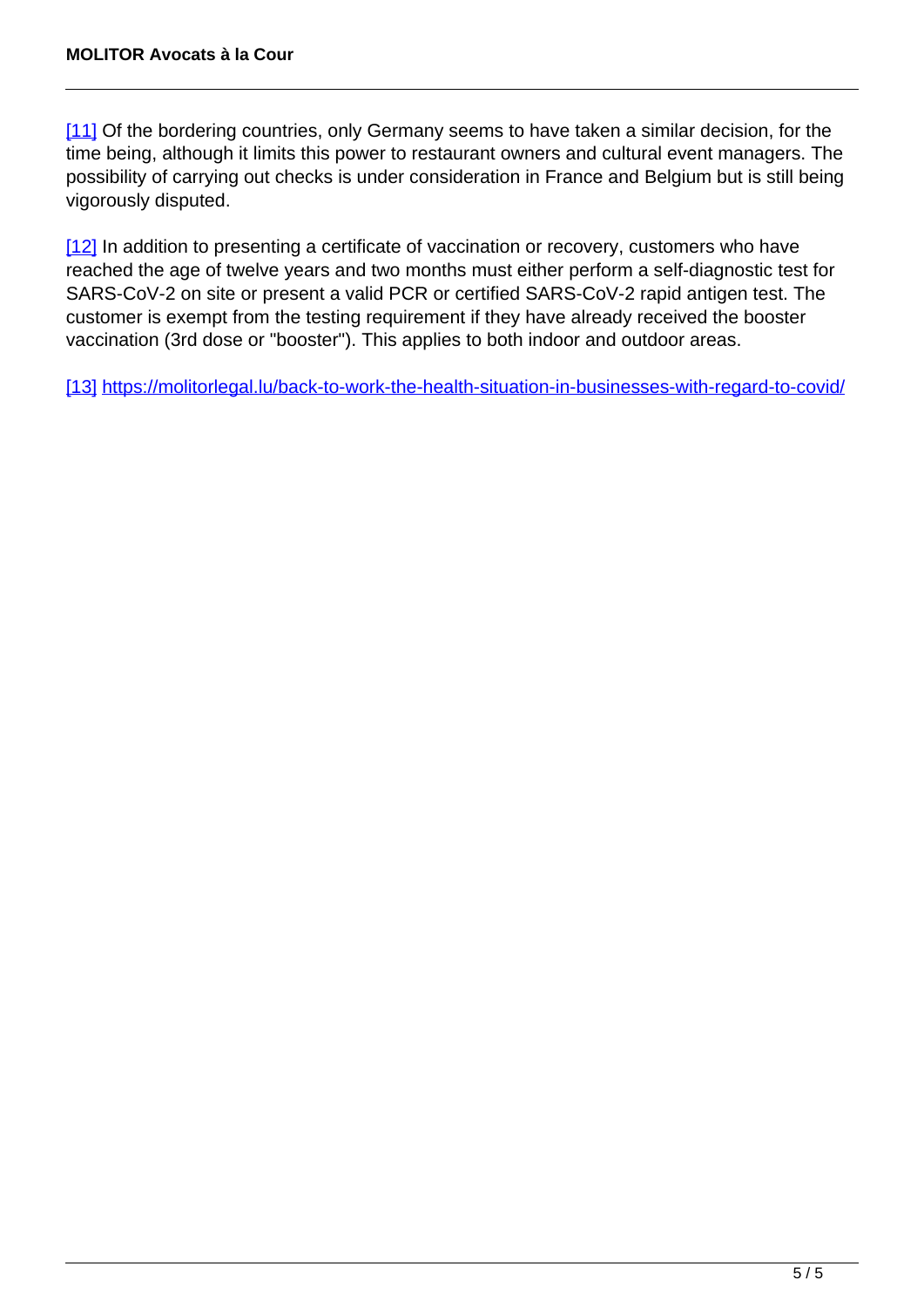[11] Of the bordering countries, only Germany seems to have taken a similar decision, for the time being, although it limits this power to restaurant owners and cultural event managers. The possibility of carrying out checks is under consideration in France and Belgium but is still being vigorously disputed.

[12] In addition to presenting a certificate of vaccination or recovery, customers who have reached the age of twelve years and two months must either perform a self-diagnostic test for SARS-CoV-2 on site or present a valid PCR or certified SARS-CoV-2 rapid antigen test. The customer is exempt from the testing requirement if they have already received the booster vaccination (3rd dose or "booster"). This applies to both indoor and outdoor areas.

[13] https://molitorlegal.lu/back-to-work-the-health-situation-in-businesses-with-regard-to-covid/